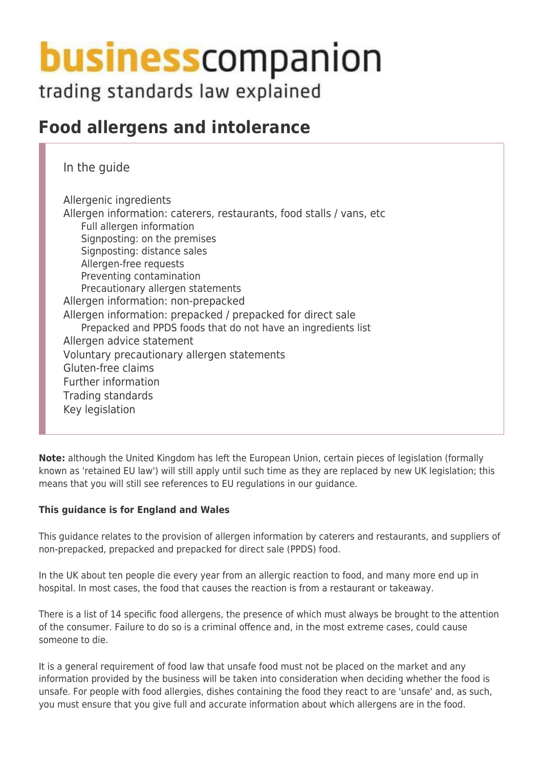**businesscompanion**
trading standards law explained

# Food allergens and intolerance

In the guide

- Allergenic ingredients
- Allergen information: caterers, restaurants, food stalls / vans, etc
  - Full allergen information
  - Signposting: on the premises
  - Signposting: distance sales
  - Allergen-free requests
  - Preventing contamination
  - Precautionary allergen statements
- Allergen information: non-prepacked
- Allergen information: prepacked / prepacked for direct sale
  - Prepacked and PPDS foods that do not have an ingredients list
- Allergen advice statement
- Voluntary precautionary allergen statements
- Gluten-free claims
- Further information
- Trading standards
- Key legislation

**Note:** although the United Kingdom has left the European Union, certain pieces of legislation (formally known as 'retained EU law') will still apply until such time as they are replaced by new UK legislation; this means that you will still see references to EU regulations in our guidance.

**This guidance is for England and Wales**

This guidance relates to the provision of allergen information by caterers and restaurants, and suppliers of non-prepacked, prepacked and prepacked for direct sale (PPDS) food.

In the UK about ten people die every year from an allergic reaction to food, and many more end up in hospital. In most cases, the food that causes the reaction is from a restaurant or takeaway.

There is a list of 14 specific food allergens, the presence of which must always be brought to the attention of the consumer. Failure to do so is a criminal offence and, in the most extreme cases, could cause someone to die.

It is a general requirement of food law that unsafe food must not be placed on the market and any information provided by the business will be taken into consideration when deciding whether the food is unsafe. For people with food allergies, dishes containing the food they react to are 'unsafe' and, as such, you must ensure that you give full and accurate information about which allergens are in the food.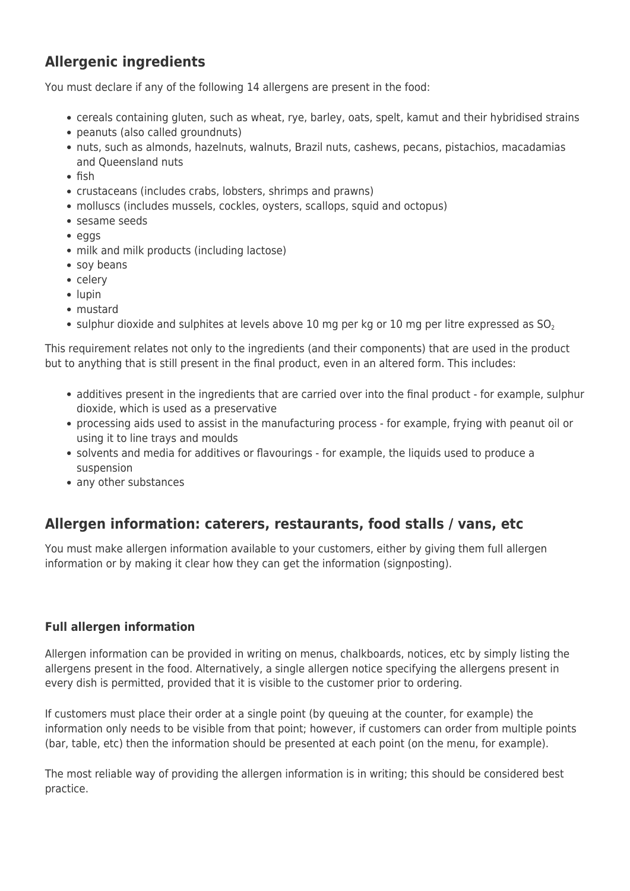## Allergenic ingredients

You must declare if any of the following 14 allergens are present in the food:

- cereals containing gluten, such as wheat, rye, barley, oats, spelt, kamut and their hybridised strains
- peanuts (also called groundnuts)
- nuts, such as almonds, hazelnuts, walnuts, Brazil nuts, cashews, pecans, pistachios, macadamias and Queensland nuts
- fish
- crustaceans (includes crabs, lobsters, shrimps and prawns)
- molluscs (includes mussels, cockles, oysters, scallops, squid and octopus)
- sesame seeds
- eggs
- milk and milk products (including lactose)
- soy beans
- celery
- lupin
- mustard
- sulphur dioxide and sulphites at levels above 10 mg per kg or 10 mg per litre expressed as $SO_2$

This requirement relates not only to the ingredients (and their components) that are used in the product but to anything that is still present in the final product, even in an altered form. This includes:

- additives present in the ingredients that are carried over into the final product - for example, sulphur dioxide, which is used as a preservative
- processing aids used to assist in the manufacturing process - for example, frying with peanut oil or using it to line trays and moulds
- solvents and media for additives or flavourings - for example, the liquids used to produce a suspension
- any other substances

## Allergen information: caterers, restaurants, food stalls / vans, etc

You must make allergen information available to your customers, either by giving them full allergen information or by making it clear how they can get the information (signposting).

### Full allergen information

Allergen information can be provided in writing on menus, chalkboards, notices, etc by simply listing the allergens present in the food. Alternatively, a single allergen notice specifying the allergens present in every dish is permitted, provided that it is visible to the customer prior to ordering.

If customers must place their order at a single point (by queuing at the counter, for example) the information only needs to be visible from that point; however, if customers can order from multiple points (bar, table, etc) then the information should be presented at each point (on the menu, for example).

The most reliable way of providing the allergen information is in writing; this should be considered best practice.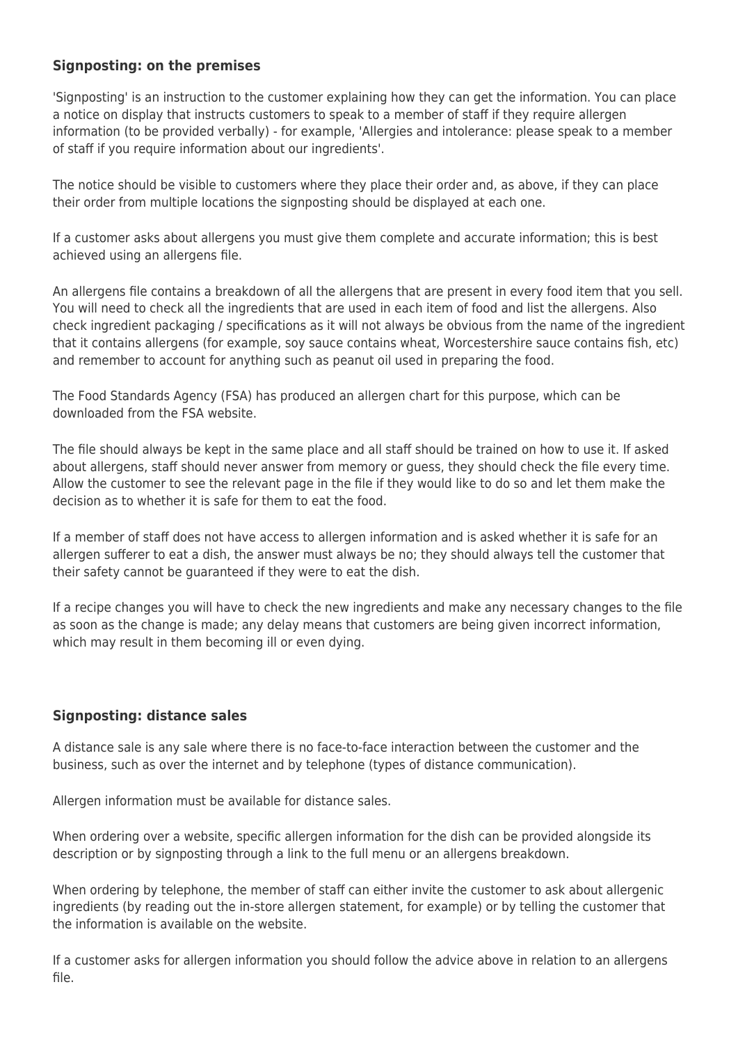### Signposting: on the premises

'Signposting' is an instruction to the customer explaining how they can get the information. You can place a notice on display that instructs customers to speak to a member of staff if they require allergen information (to be provided verbally) - for example, 'Allergies and intolerance: please speak to a member of staff if you require information about our ingredients'.

The notice should be visible to customers where they place their order and, as above, if they can place their order from multiple locations the signposting should be displayed at each one.

If a customer asks about allergens you must give them complete and accurate information; this is best achieved using an allergens file.

An allergens file contains a breakdown of all the allergens that are present in every food item that you sell. You will need to check all the ingredients that are used in each item of food and list the allergens. Also check ingredient packaging / specifications as it will not always be obvious from the name of the ingredient that it contains allergens (for example, soy sauce contains wheat, Worcestershire sauce contains fish, etc) and remember to account for anything such as peanut oil used in preparing the food.

The Food Standards Agency (FSA) has produced an allergen chart for this purpose, which can be downloaded from the FSA website.

The file should always be kept in the same place and all staff should be trained on how to use it. If asked about allergens, staff should never answer from memory or guess, they should check the file every time. Allow the customer to see the relevant page in the file if they would like to do so and let them make the decision as to whether it is safe for them to eat the food.

If a member of staff does not have access to allergen information and is asked whether it is safe for an allergen sufferer to eat a dish, the answer must always be no; they should always tell the customer that their safety cannot be guaranteed if they were to eat the dish.

If a recipe changes you will have to check the new ingredients and make any necessary changes to the file as soon as the change is made; any delay means that customers are being given incorrect information, which may result in them becoming ill or even dying.

### Signposting: distance sales

A distance sale is any sale where there is no face-to-face interaction between the customer and the business, such as over the internet and by telephone (types of distance communication).

Allergen information must be available for distance sales.

When ordering over a website, specific allergen information for the dish can be provided alongside its description or by signposting through a link to the full menu or an allergens breakdown.

When ordering by telephone, the member of staff can either invite the customer to ask about allergenic ingredients (by reading out the in-store allergen statement, for example) or by telling the customer that the information is available on the website.

If a customer asks for allergen information you should follow the advice above in relation to an allergens file.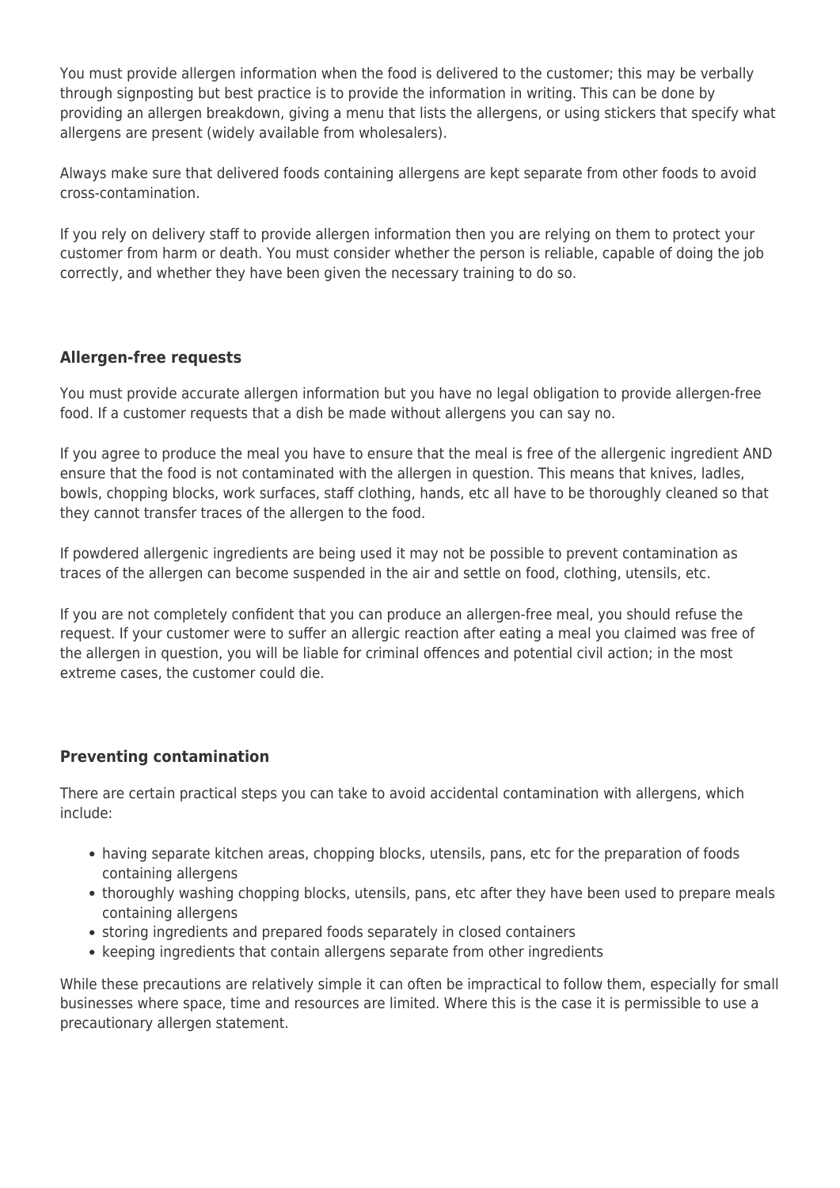You must provide allergen information when the food is delivered to the customer; this may be verbally through signposting but best practice is to provide the information in writing. This can be done by providing an allergen breakdown, giving a menu that lists the allergens, or using stickers that specify what allergens are present (widely available from wholesalers).

Always make sure that delivered foods containing allergens are kept separate from other foods to avoid cross-contamination.

If you rely on delivery staff to provide allergen information then you are relying on them to protect your customer from harm or death. You must consider whether the person is reliable, capable of doing the job correctly, and whether they have been given the necessary training to do so.

### Allergen-free requests

You must provide accurate allergen information but you have no legal obligation to provide allergen-free food. If a customer requests that a dish be made without allergens you can say no.

If you agree to produce the meal you have to ensure that the meal is free of the allergenic ingredient AND ensure that the food is not contaminated with the allergen in question. This means that knives, ladles, bowls, chopping blocks, work surfaces, staff clothing, hands, etc all have to be thoroughly cleaned so that they cannot transfer traces of the allergen to the food.

If powdered allergenic ingredients are being used it may not be possible to prevent contamination as traces of the allergen can become suspended in the air and settle on food, clothing, utensils, etc.

If you are not completely confident that you can produce an allergen-free meal, you should refuse the request. If your customer were to suffer an allergic reaction after eating a meal you claimed was free of the allergen in question, you will be liable for criminal offences and potential civil action; in the most extreme cases, the customer could die.

### Preventing contamination

There are certain practical steps you can take to avoid accidental contamination with allergens, which include:

- having separate kitchen areas, chopping blocks, utensils, pans, etc for the preparation of foods containing allergens
- thoroughly washing chopping blocks, utensils, pans, etc after they have been used to prepare meals containing allergens
- storing ingredients and prepared foods separately in closed containers
- keeping ingredients that contain allergens separate from other ingredients

While these precautions are relatively simple it can often be impractical to follow them, especially for small businesses where space, time and resources are limited. Where this is the case it is permissible to use a precautionary allergen statement.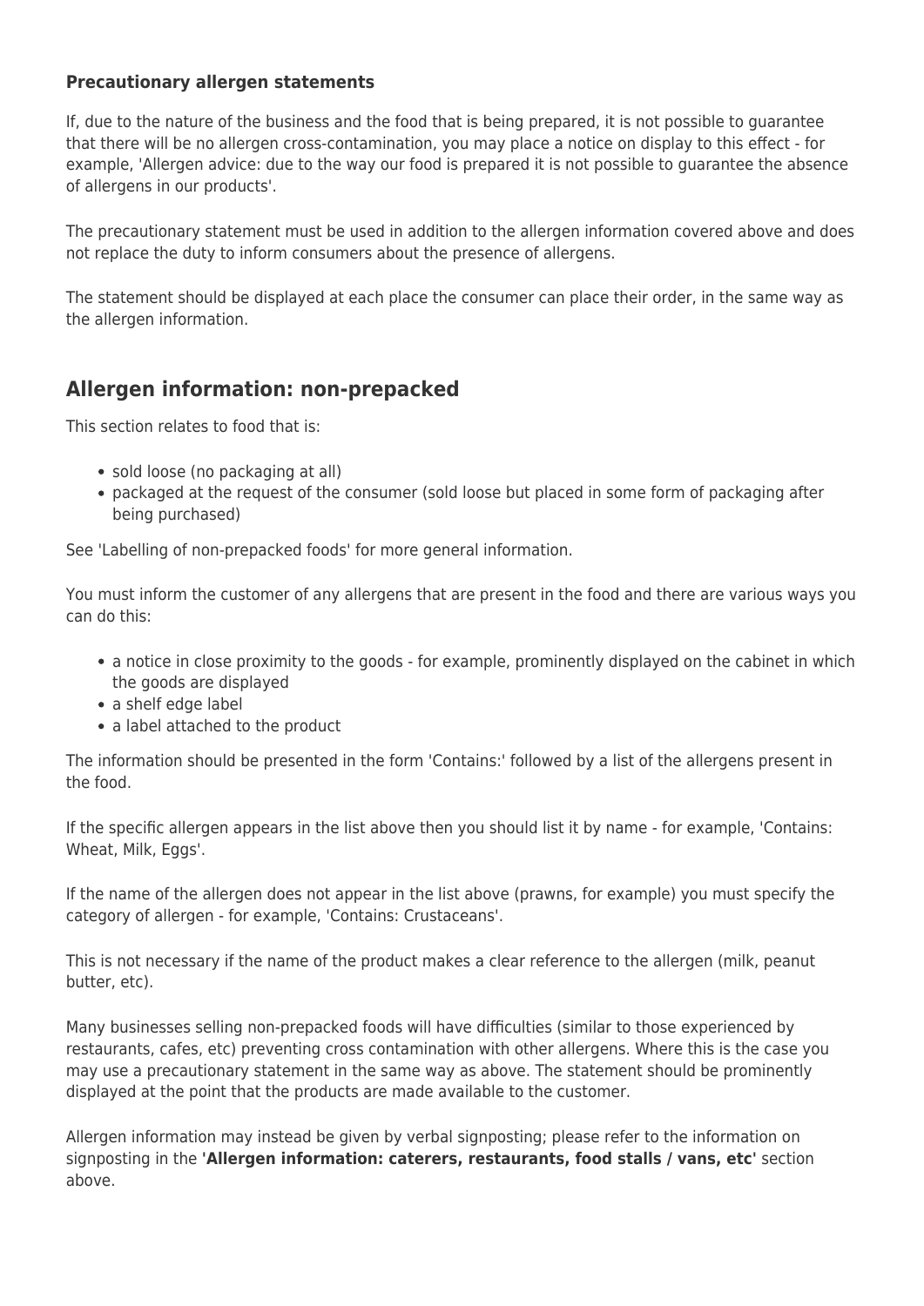### Precautionary allergen statements

If, due to the nature of the business and the food that is being prepared, it is not possible to guarantee that there will be no allergen cross-contamination, you may place a notice on display to this effect - for example, 'Allergen advice: due to the way our food is prepared it is not possible to guarantee the absence of allergens in our products'.

The precautionary statement must be used in addition to the allergen information covered above and does not replace the duty to inform consumers about the presence of allergens.

The statement should be displayed at each place the consumer can place their order, in the same way as the allergen information.

## Allergen information: non-prepacked

This section relates to food that is:

- sold loose (no packaging at all)
- packaged at the request of the consumer (sold loose but placed in some form of packaging after being purchased)

See 'Labelling of non-prepacked foods' for more general information.

You must inform the customer of any allergens that are present in the food and there are various ways you can do this:

- a notice in close proximity to the goods - for example, prominently displayed on the cabinet in which the goods are displayed
- a shelf edge label
- a label attached to the product

The information should be presented in the form 'Contains:' followed by a list of the allergens present in the food.

If the specific allergen appears in the list above then you should list it by name - for example, 'Contains: Wheat, Milk, Eggs'.

If the name of the allergen does not appear in the list above (prawns, for example) you must specify the category of allergen - for example, 'Contains: Crustaceans'.

This is not necessary if the name of the product makes a clear reference to the allergen (milk, peanut butter, etc).

Many businesses selling non-prepacked foods will have difficulties (similar to those experienced by restaurants, cafes, etc) preventing cross contamination with other allergens. Where this is the case you may use a precautionary statement in the same way as above. The statement should be prominently displayed at the point that the products are made available to the customer.

Allergen information may instead be given by verbal signposting; please refer to the information on signposting in the **'Allergen information: caterers, restaurants, food stalls / vans, etc'** section above.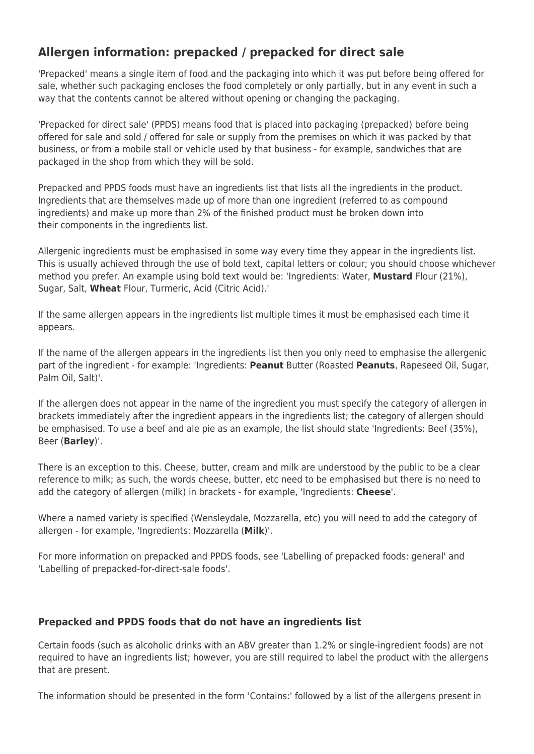## Allergen information: prepacked / prepacked for direct sale

'Prepacked' means a single item of food and the packaging into which it was put before being offered for sale, whether such packaging encloses the food completely or only partially, but in any event in such a way that the contents cannot be altered without opening or changing the packaging.

'Prepacked for direct sale' (PPDS) means food that is placed into packaging (prepacked) before being offered for sale and sold / offered for sale or supply from the premises on which it was packed by that business, or from a mobile stall or vehicle used by that business - for example, sandwiches that are packaged in the shop from which they will be sold.

Prepacked and PPDS foods must have an ingredients list that lists all the ingredients in the product. Ingredients that are themselves made up of more than one ingredient (referred to as compound ingredients) and make up more than 2% of the finished product must be broken down into their components in the ingredients list.

Allergenic ingredients must be emphasised in some way every time they appear in the ingredients list. This is usually achieved through the use of bold text, capital letters or colour; you should choose whichever method you prefer. An example using bold text would be: 'Ingredients: Water, **Mustard** Flour (21%), Sugar, Salt, **Wheat** Flour, Turmeric, Acid (Citric Acid).'

If the same allergen appears in the ingredients list multiple times it must be emphasised each time it appears.

If the name of the allergen appears in the ingredients list then you only need to emphasise the allergenic part of the ingredient - for example: 'Ingredients: **Peanut** Butter (Roasted **Peanuts**, Rapeseed Oil, Sugar, Palm Oil, Salt)'.

If the allergen does not appear in the name of the ingredient you must specify the category of allergen in brackets immediately after the ingredient appears in the ingredients list; the category of allergen should be emphasised. To use a beef and ale pie as an example, the list should state 'Ingredients: Beef (35%), Beer (**Barley**)'.

There is an exception to this. Cheese, butter, cream and milk are understood by the public to be a clear reference to milk; as such, the words cheese, butter, etc need to be emphasised but there is no need to add the category of allergen (milk) in brackets - for example, 'Ingredients: **Cheese**'.

Where a named variety is specified (Wensleydale, Mozzarella, etc) you will need to add the category of allergen - for example, 'Ingredients: Mozzarella (**Milk**)'.

For more information on prepacked and PPDS foods, see 'Labelling of prepacked foods: general' and 'Labelling of prepacked-for-direct-sale foods'.

### Prepacked and PPDS foods that do not have an ingredients list

Certain foods (such as alcoholic drinks with an ABV greater than 1.2% or single-ingredient foods) are not required to have an ingredients list; however, you are still required to label the product with the allergens that are present.

The information should be presented in the form 'Contains:' followed by a list of the allergens present in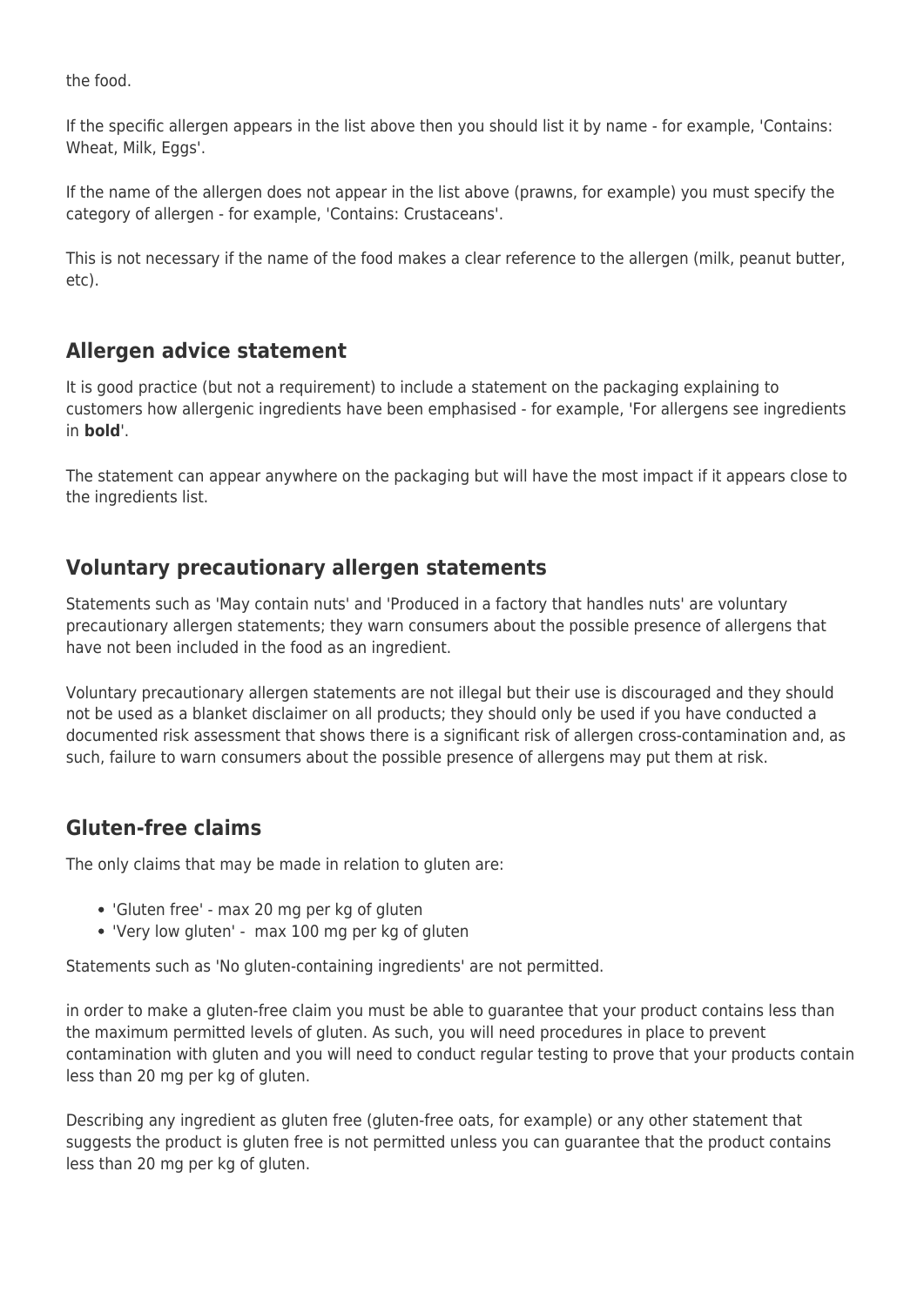the food.

If the specific allergen appears in the list above then you should list it by name - for example, 'Contains: Wheat, Milk, Eggs'.

If the name of the allergen does not appear in the list above (prawns, for example) you must specify the category of allergen - for example, 'Contains: Crustaceans'.

This is not necessary if the name of the food makes a clear reference to the allergen (milk, peanut butter, etc).

## Allergen advice statement

It is good practice (but not a requirement) to include a statement on the packaging explaining to customers how allergenic ingredients have been emphasised - for example, 'For allergens see ingredients in **bold**'.

The statement can appear anywhere on the packaging but will have the most impact if it appears close to the ingredients list.

## Voluntary precautionary allergen statements

Statements such as 'May contain nuts' and 'Produced in a factory that handles nuts' are voluntary precautionary allergen statements; they warn consumers about the possible presence of allergens that have not been included in the food as an ingredient.

Voluntary precautionary allergen statements are not illegal but their use is discouraged and they should not be used as a blanket disclaimer on all products; they should only be used if you have conducted a documented risk assessment that shows there is a significant risk of allergen cross-contamination and, as such, failure to warn consumers about the possible presence of allergens may put them at risk.

## Gluten-free claims

The only claims that may be made in relation to gluten are:

- 'Gluten free' - max 20 mg per kg of gluten
- 'Very low gluten' - max 100 mg per kg of gluten

Statements such as 'No gluten-containing ingredients' are not permitted.

in order to make a gluten-free claim you must be able to guarantee that your product contains less than the maximum permitted levels of gluten. As such, you will need procedures in place to prevent contamination with gluten and you will need to conduct regular testing to prove that your products contain less than 20 mg per kg of gluten.

Describing any ingredient as gluten free (gluten-free oats, for example) or any other statement that suggests the product is gluten free is not permitted unless you can guarantee that the product contains less than 20 mg per kg of gluten.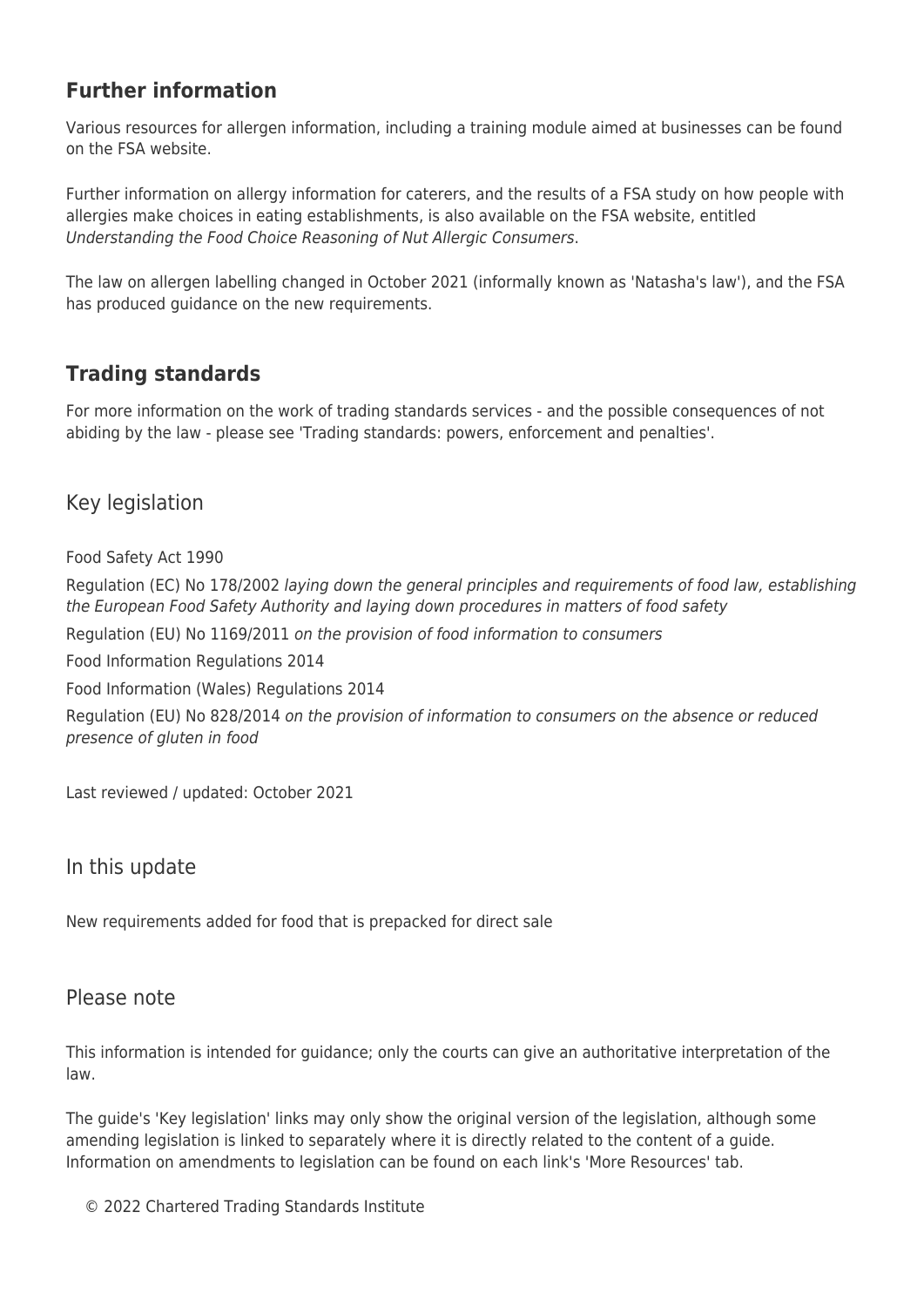## Further information

Various resources for allergen information, including a training module aimed at businesses can be found on the FSA website.

Further information on allergy information for caterers, and the results of a FSA study on how people with allergies make choices in eating establishments, is also available on the FSA website, entitled *Understanding the Food Choice Reasoning of Nut Allergic Consumers*.

The law on allergen labelling changed in October 2021 (informally known as 'Natasha's law'), and the FSA has produced guidance on the new requirements.

## Trading standards

For more information on the work of trading standards services - and the possible consequences of not abiding by the law - please see 'Trading standards: powers, enforcement and penalties'.

### Key legislation

Food Safety Act 1990

Regulation (EC) No 178/2002 *laying down the general principles and requirements of food law, establishing the European Food Safety Authority and laying down procedures in matters of food safety*

Regulation (EU) No 1169/2011 *on the provision of food information to consumers*

Food Information Regulations 2014

Food Information (Wales) Regulations 2014

Regulation (EU) No 828/2014 *on the provision of information to consumers on the absence or reduced presence of gluten in food*

Last reviewed / updated: October 2021

### In this update

New requirements added for food that is prepacked for direct sale

### Please note

This information is intended for guidance; only the courts can give an authoritative interpretation of the law.

The guide's 'Key legislation' links may only show the original version of the legislation, although some amending legislation is linked to separately where it is directly related to the content of a guide. Information on amendments to legislation can be found on each link's 'More Resources' tab.

© 2022 Chartered Trading Standards Institute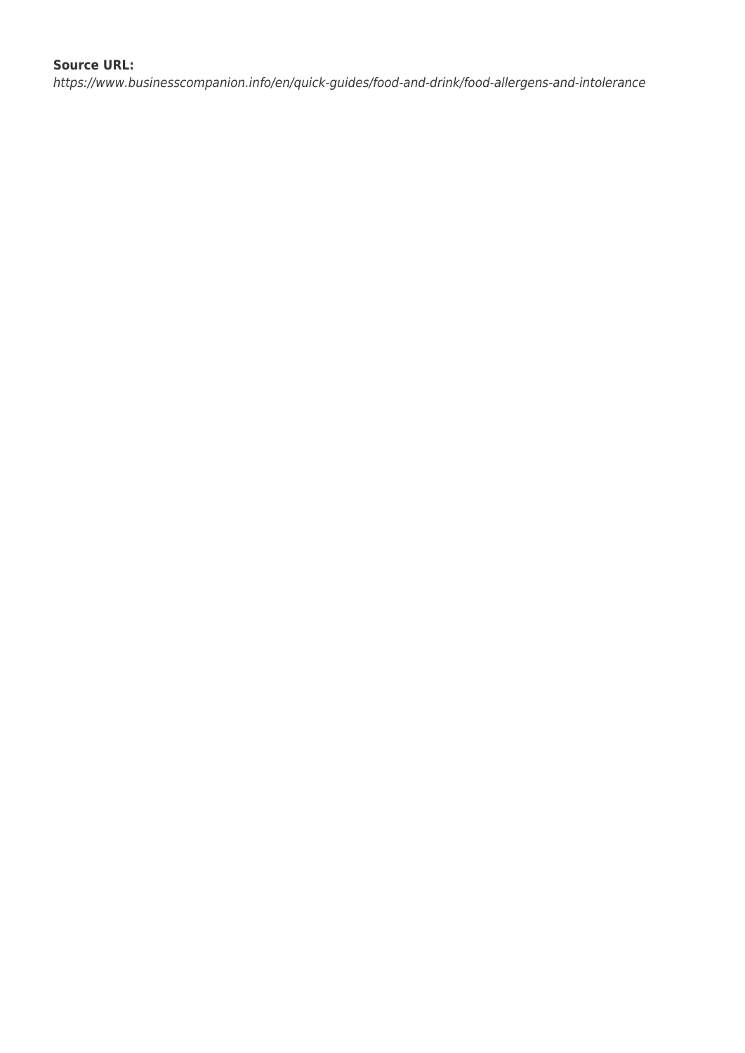**Source URL:**
*https://www.businesscompanion.info/en/quick-guides/food-and-drink/food-allergens-and-intolerance*